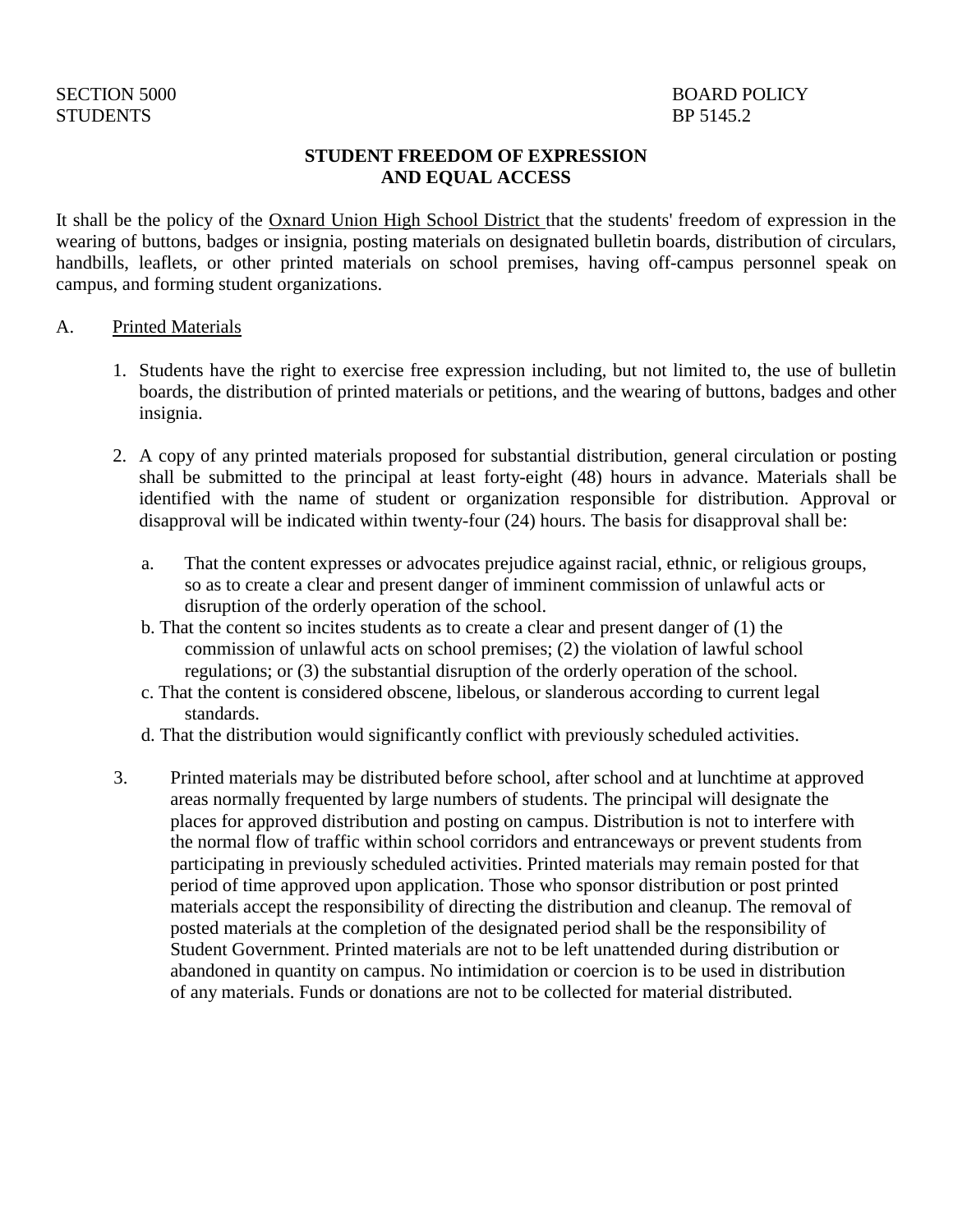SECTION 5000 BOARD POLICY
STUDENTS BP 5145.2

## STUDENT FREEDOM OF EXPRESSION AND EQUAL ACCESS

It shall be the policy of the Oxnard Union High School District that the students' freedom of expression in the wearing of buttons, badges or insignia, posting materials on designated bulletin boards, distribution of circulars, handbills, leaflets, or other printed materials on school premises, having off-campus personnel speak on campus, and forming student organizations.

A. Printed Materials

1. Students have the right to exercise free expression including, but not limited to, the use of bulletin boards, the distribution of printed materials or petitions, and the wearing of buttons, badges and other insignia.

2. A copy of any printed materials proposed for substantial distribution, general circulation or posting shall be submitted to the principal at least forty-eight (48) hours in advance. Materials shall be identified with the name of student or organization responsible for distribution. Approval or disapproval will be indicated within twenty-four (24) hours. The basis for disapproval shall be:

   a. That the content expresses or advocates prejudice against racial, ethnic, or religious groups, so as to create a clear and present danger of imminent commission of unlawful acts or disruption of the orderly operation of the school.
   b. That the content so incites students as to create a clear and present danger of (1) the commission of unlawful acts on school premises; (2) the violation of lawful school regulations; or (3) the substantial disruption of the orderly operation of the school.
   c. That the content is considered obscene, libelous, or slanderous according to current legal standards.
   d. That the distribution would significantly conflict with previously scheduled activities.

3. Printed materials may be distributed before school, after school and at lunchtime at approved areas normally frequented by large numbers of students. The principal will designate the places for approved distribution and posting on campus. Distribution is not to interfere with the normal flow of traffic within school corridors and entranceways or prevent students from participating in previously scheduled activities. Printed materials may remain posted for that period of time approved upon application. Those who sponsor distribution or post printed materials accept the responsibility of directing the distribution and cleanup. The removal of posted materials at the completion of the designated period shall be the responsibility of Student Government. Printed materials are not to be left unattended during distribution or abandoned in quantity on campus. No intimidation or coercion is to be used in distribution of any materials. Funds or donations are not to be collected for material distributed.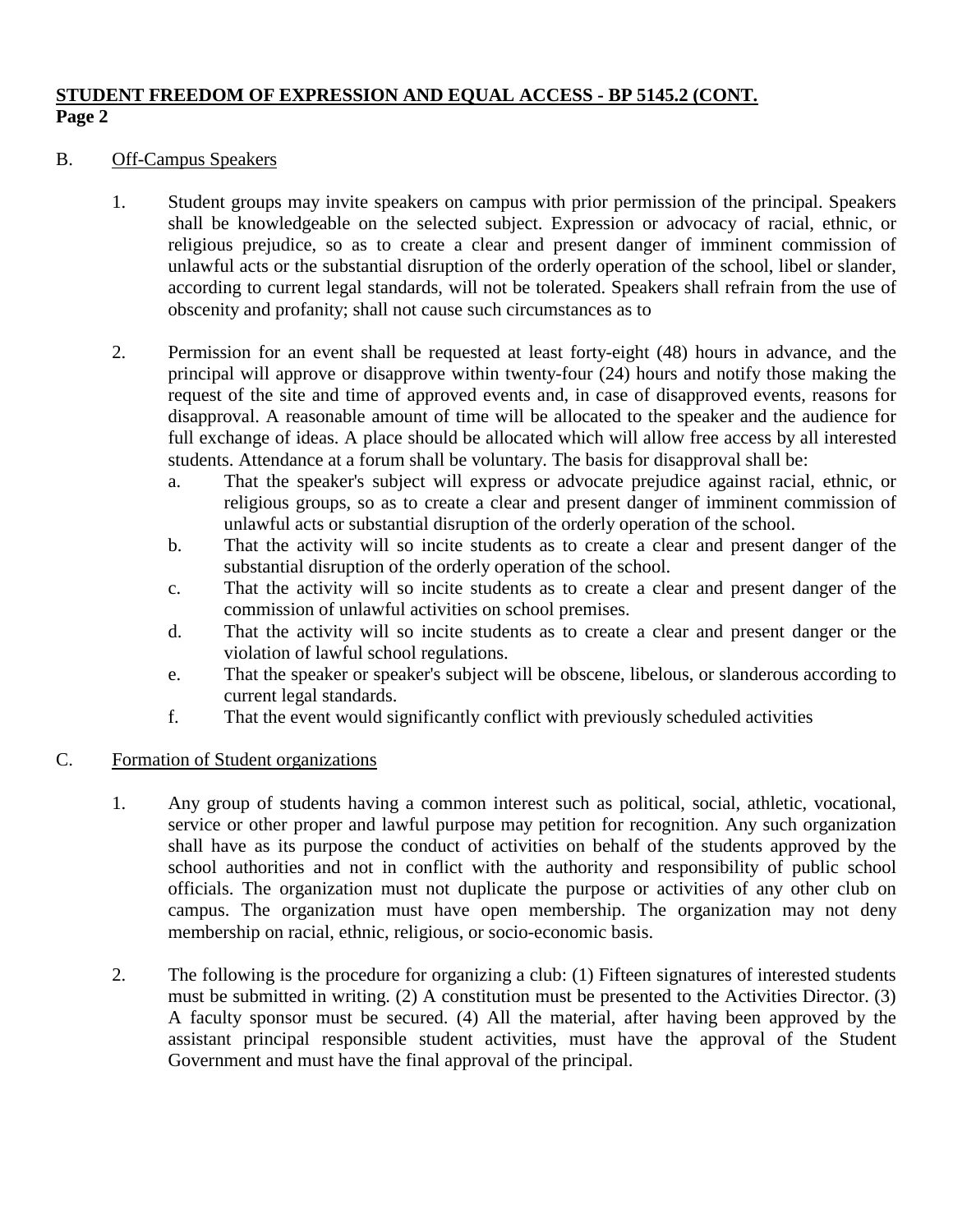**STUDENT FREEDOM OF EXPRESSION AND EQUAL ACCESS - BP 5145.2 (CONT.**
**Page 2**

B. Off-Campus Speakers

1. Student groups may invite speakers on campus with prior permission of the principal. Speakers shall be knowledgeable on the selected subject. Expression or advocacy of racial, ethnic, or religious prejudice, so as to create a clear and present danger of imminent commission of unlawful acts or the substantial disruption of the orderly operation of the school, libel or slander, according to current legal standards, will not be tolerated. Speakers shall refrain from the use of obscenity and profanity; shall not cause such circumstances as to

2. Permission for an event shall be requested at least forty-eight (48) hours in advance, and the principal will approve or disapprove within twenty-four (24) hours and notify those making the request of the site and time of approved events and, in case of disapproved events, reasons for disapproval. A reasonable amount of time will be allocated to the speaker and the audience for full exchange of ideas. A place should be allocated which will allow free access by all interested students. Attendance at a forum shall be voluntary. The basis for disapproval shall be:
   a. That the speaker's subject will express or advocate prejudice against racial, ethnic, or religious groups, so as to create a clear and present danger of imminent commission of unlawful acts or substantial disruption of the orderly operation of the school.
   b. That the activity will so incite students as to create a clear and present danger of the substantial disruption of the orderly operation of the school.
   c. That the activity will so incite students as to create a clear and present danger of the commission of unlawful activities on school premises.
   d. That the activity will so incite students as to create a clear and present danger or the violation of lawful school regulations.
   e. That the speaker or speaker's subject will be obscene, libelous, or slanderous according to current legal standards.
   f. That the event would significantly conflict with previously scheduled activities

C. Formation of Student organizations

1. Any group of students having a common interest such as political, social, athletic, vocational, service or other proper and lawful purpose may petition for recognition. Any such organization shall have as its purpose the conduct of activities on behalf of the students approved by the school authorities and not in conflict with the authority and responsibility of public school officials. The organization must not duplicate the purpose or activities of any other club on campus. The organization must have open membership. The organization may not deny membership on racial, ethnic, religious, or socio-economic basis.

2. The following is the procedure for organizing a club: (1) Fifteen signatures of interested students must be submitted in writing. (2) A constitution must be presented to the Activities Director. (3) A faculty sponsor must be secured. (4) All the material, after having been approved by the assistant principal responsible student activities, must have the approval of the Student Government and must have the final approval of the principal.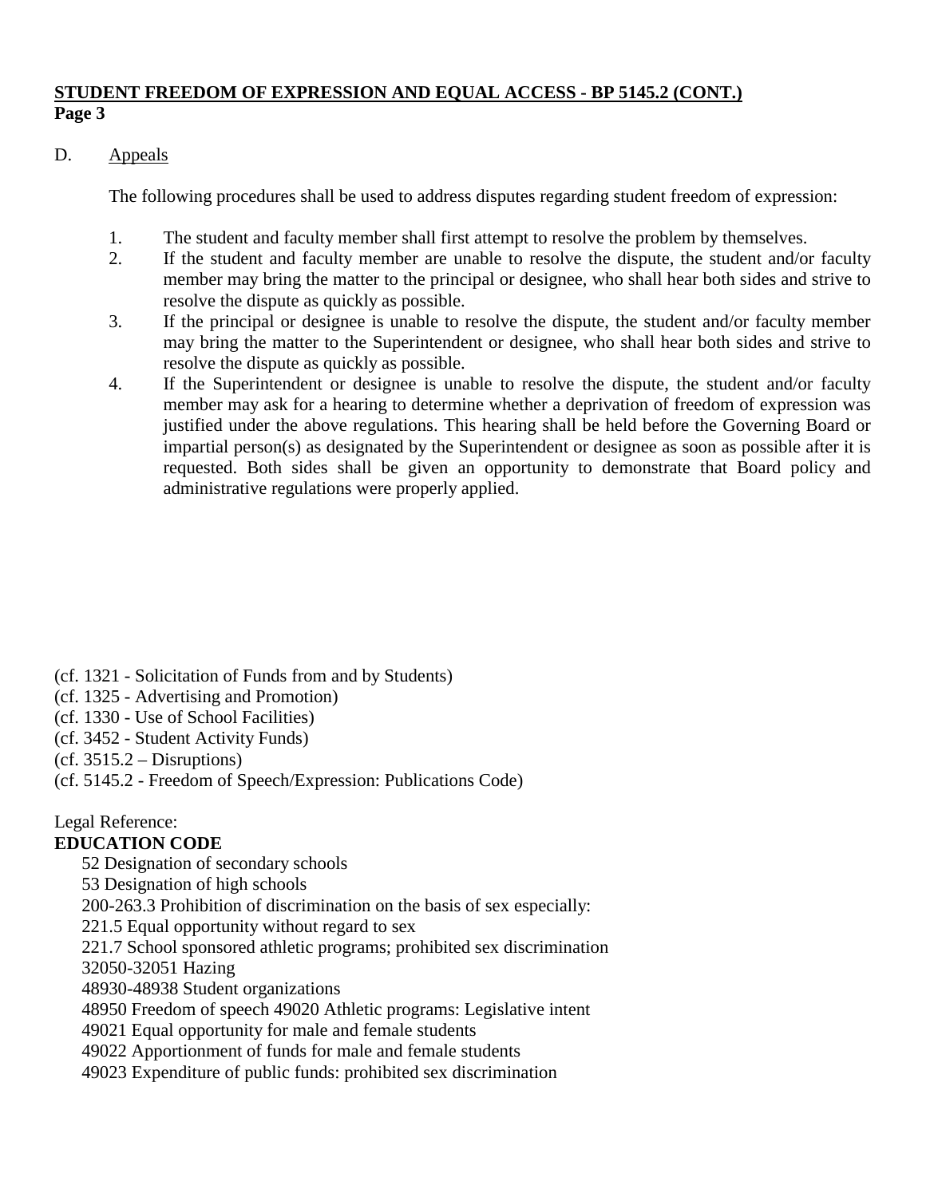D. Appeals

The following procedures shall be used to address disputes regarding student freedom of expression:

1. The student and faculty member shall first attempt to resolve the problem by themselves.
2. If the student and faculty member are unable to resolve the dispute, the student and/or faculty member may bring the matter to the principal or designee, who shall hear both sides and strive to resolve the dispute as quickly as possible.
3. If the principal or designee is unable to resolve the dispute, the student and/or faculty member may bring the matter to the Superintendent or designee, who shall hear both sides and strive to resolve the dispute as quickly as possible.
4. If the Superintendent or designee is unable to resolve the dispute, the student and/or faculty member may ask for a hearing to determine whether a deprivation of freedom of expression was justified under the above regulations. This hearing shall be held before the Governing Board or impartial person(s) as designated by the Superintendent or designee as soon as possible after it is requested. Both sides shall be given an opportunity to demonstrate that Board policy and administrative regulations were properly applied.

(cf. 1321 - Solicitation of Funds from and by Students)
(cf. 1325 - Advertising and Promotion)
(cf. 1330 - Use of School Facilities)
(cf. 3452 - Student Activity Funds)
(cf. 3515.2 – Disruptions)
(cf. 5145.2 - Freedom of Speech/Expression: Publications Code)

Legal Reference:

**EDUCATION CODE**

52 Designation of secondary schools
53 Designation of high schools
200-263.3 Prohibition of discrimination on the basis of sex especially:
221.5 Equal opportunity without regard to sex
221.7 School sponsored athletic programs; prohibited sex discrimination
32050-32051 Hazing
48930-48938 Student organizations
48950 Freedom of speech 49020 Athletic programs: Legislative intent
49021 Equal opportunity for male and female students
49022 Apportionment of funds for male and female students
49023 Expenditure of public funds: prohibited sex discrimination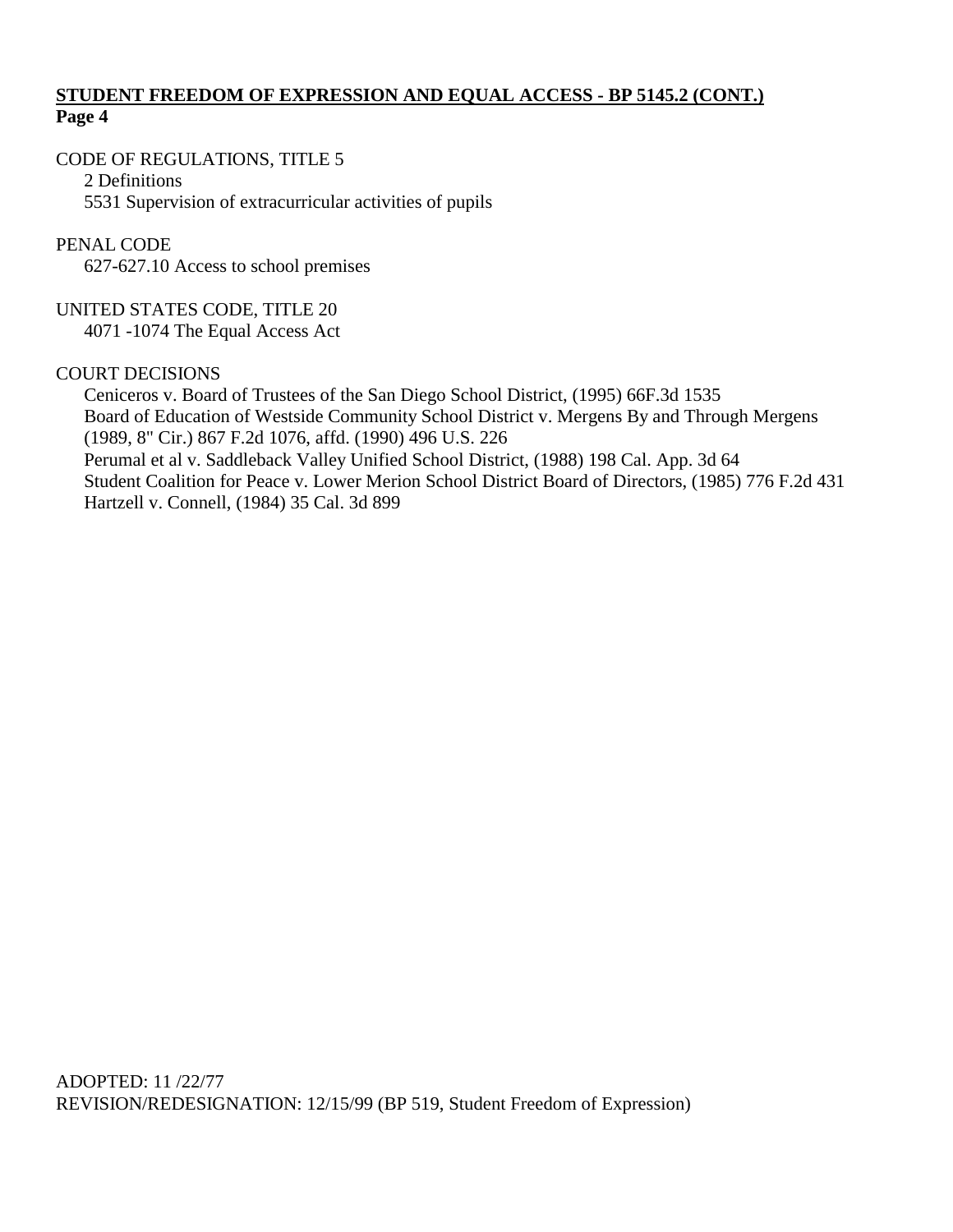**STUDENT FREEDOM OF EXPRESSION AND EQUAL ACCESS - BP 5145.2 (CONT.)**
**Page 4**

CODE OF REGULATIONS, TITLE 5
2 Definitions
5531 Supervision of extracurricular activities of pupils

PENAL CODE
627-627.10 Access to school premises

UNITED STATES CODE, TITLE 20
4071 -1074 The Equal Access Act

COURT DECISIONS
Ceniceros v. Board of Trustees of the San Diego School District, (1995) 66F.3d 1535
Board of Education of Westside Community School District v. Mergens By and Through Mergens (1989, 8" Cir.) 867 F.2d 1076, affd. (1990) 496 U.S. 226
Perumal et al v. Saddleback Valley Unified School District, (1988) 198 Cal. App. 3d 64
Student Coalition for Peace v. Lower Merion School District Board of Directors, (1985) 776 F.2d 431
Hartzell v. Connell, (1984) 35 Cal. 3d 899

ADOPTED: 11 /22/77
REVISION/REDESIGNATION: 12/15/99 (BP 519, Student Freedom of Expression)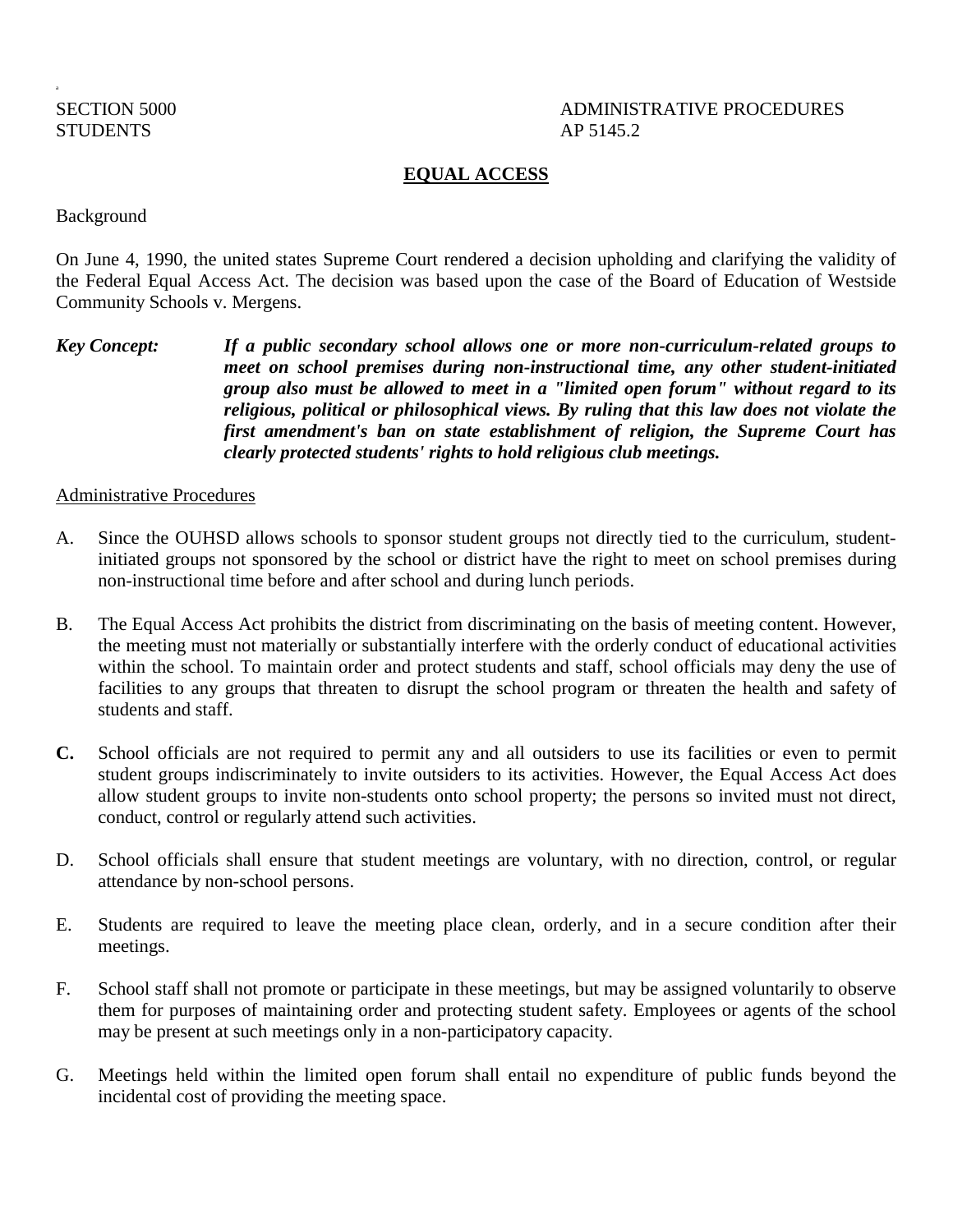SECTION 5000 ADMINISTRATIVE PROCEDURES
STUDENTS AP 5145.2

# EQUAL ACCESS

Background

On June 4, 1990, the united states Supreme Court rendered a decision upholding and clarifying the validity of the Federal Equal Access Act. The decision was based upon the case of the Board of Education of Westside Community Schools v. Mergens.

***Key Concept:*** ***If a public secondary school allows one or more non-curriculum-related groups to meet on school premises during non-instructional time, any other student-initiated group also must be allowed to meet in a "limited open forum" without regard to its religious, political or philosophical views. By ruling that this law does not violate the first amendment's ban on state establishment of religion, the Supreme Court has clearly protected students' rights to hold religious club meetings.***

Administrative Procedures

A. Since the OUHSD allows schools to sponsor student groups not directly tied to the curriculum, student-initiated groups not sponsored by the school or district have the right to meet on school premises during non-instructional time before and after school and during lunch periods.

B. The Equal Access Act prohibits the district from discriminating on the basis of meeting content. However, the meeting must not materially or substantially interfere with the orderly conduct of educational activities within the school. To maintain order and protect students and staff, school officials may deny the use of facilities to any groups that threaten to disrupt the school program or threaten the health and safety of students and staff.

**C.** School officials are not required to permit any and all outsiders to use its facilities or even to permit student groups indiscriminately to invite outsiders to its activities. However, the Equal Access Act does allow student groups to invite non-students onto school property; the persons so invited must not direct, conduct, control or regularly attend such activities.

D. School officials shall ensure that student meetings are voluntary, with no direction, control, or regular attendance by non-school persons.

E. Students are required to leave the meeting place clean, orderly, and in a secure condition after their meetings.

F. School staff shall not promote or participate in these meetings, but may be assigned voluntarily to observe them for purposes of maintaining order and protecting student safety. Employees or agents of the school may be present at such meetings only in a non-participatory capacity.

G. Meetings held within the limited open forum shall entail no expenditure of public funds beyond the incidental cost of providing the meeting space.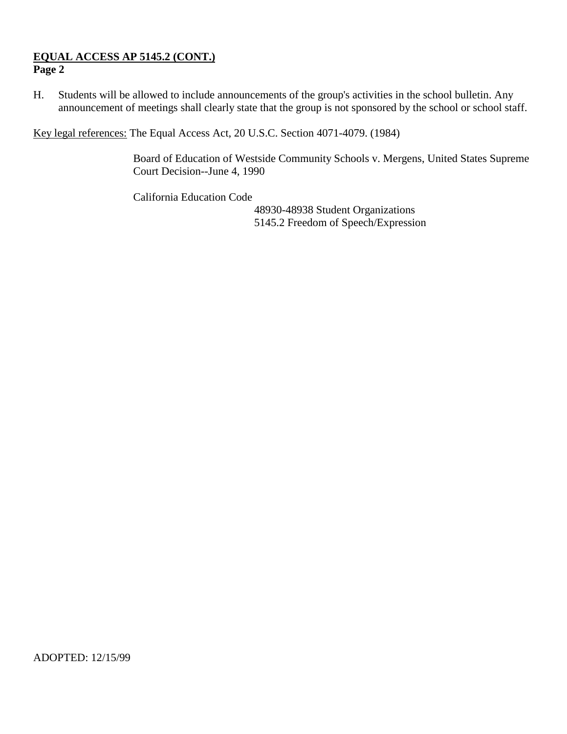**EQUAL ACCESS AP 5145.2 (CONT.)**
**Page 2**

H. Students will be allowed to include announcements of the group's activities in the school bulletin. Any announcement of meetings shall clearly state that the group is not sponsored by the school or school staff.

Key legal references: The Equal Access Act, 20 U.S.C. Section 4071-4079. (1984)

Board of Education of Westside Community Schools v. Mergens, United States Supreme Court Decision--June 4, 1990

California Education Code

48930-48938 Student Organizations
5145.2 Freedom of Speech/Expression

ADOPTED: 12/15/99